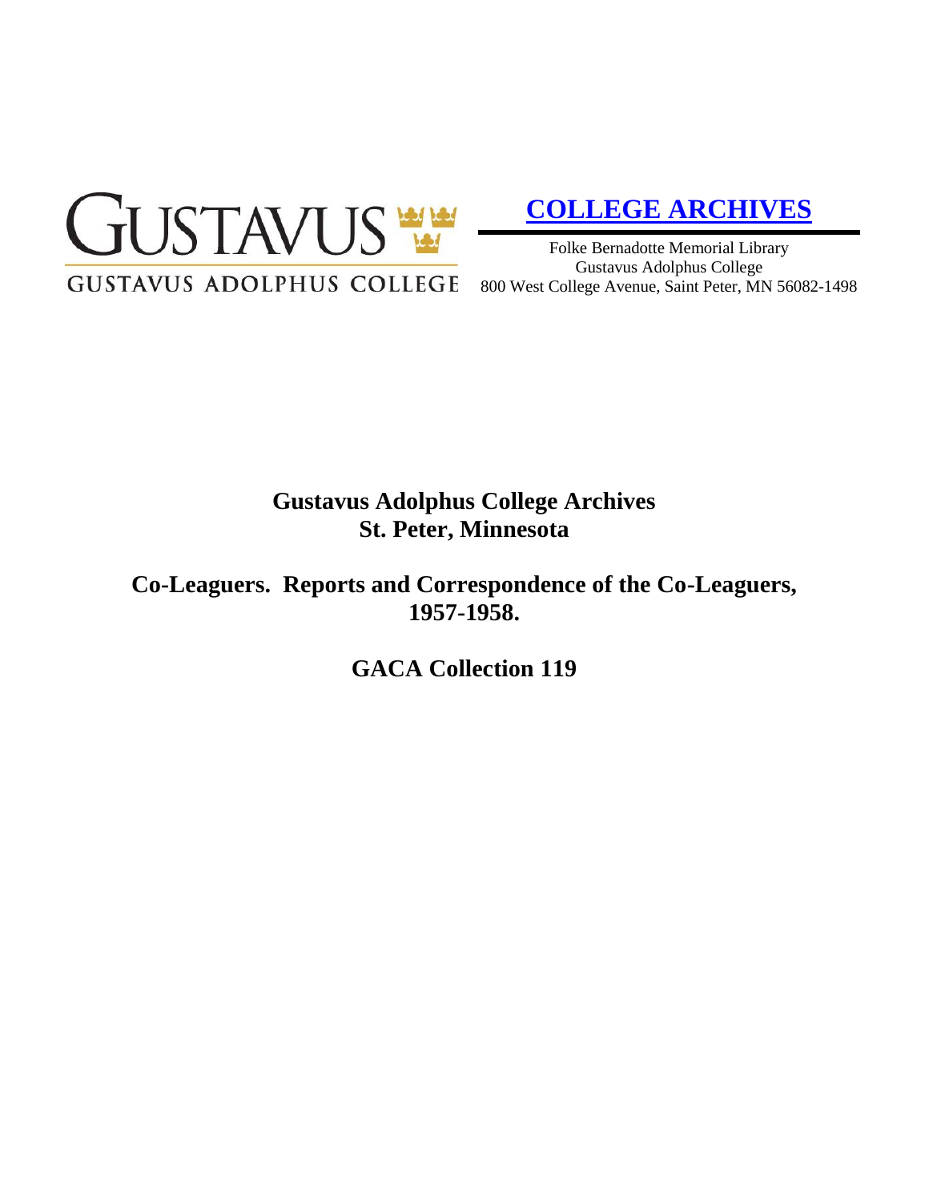GUSTAVUS

GUSTAVUS ADOLPHUS COLLEGE

**COLLEGE ARCHIVES**

Folke Bernadotte Memorial Library
Gustavus Adolphus College
800 West College Avenue, Saint Peter, MN 56082-1498

# Gustavus Adolphus College Archives
# St. Peter, Minnesota

## Co-Leaguers. Reports and Correspondence of the Co-Leaguers, 1957-1958.

## GACA Collection 119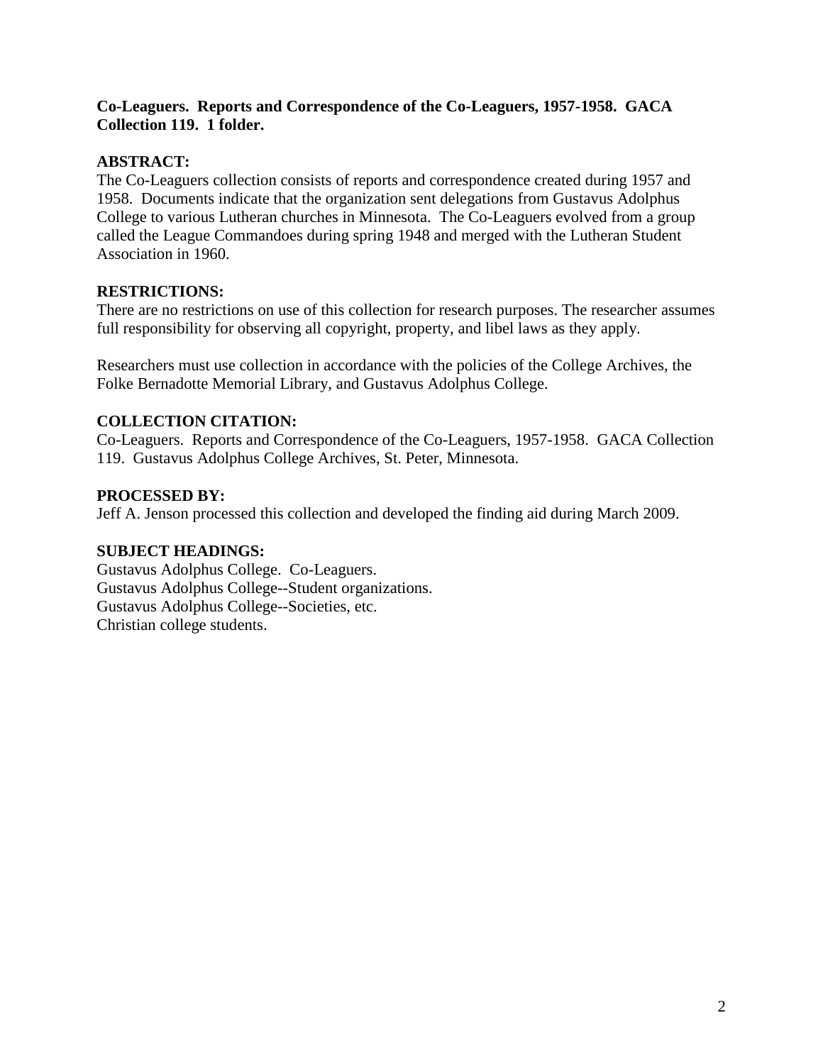**Co-Leaguers. Reports and Correspondence of the Co-Leaguers, 1957-1958. GACA Collection 119. 1 folder.**

**ABSTRACT:**

The Co-Leaguers collection consists of reports and correspondence created during 1957 and 1958. Documents indicate that the organization sent delegations from Gustavus Adolphus College to various Lutheran churches in Minnesota. The Co-Leaguers evolved from a group called the League Commandoes during spring 1948 and merged with the Lutheran Student Association in 1960.

**RESTRICTIONS:**

There are no restrictions on use of this collection for research purposes. The researcher assumes full responsibility for observing all copyright, property, and libel laws as they apply.

Researchers must use collection in accordance with the policies of the College Archives, the Folke Bernadotte Memorial Library, and Gustavus Adolphus College.

**COLLECTION CITATION:**

Co-Leaguers. Reports and Correspondence of the Co-Leaguers, 1957-1958. GACA Collection 119. Gustavus Adolphus College Archives, St. Peter, Minnesota.

**PROCESSED BY:**

Jeff A. Jenson processed this collection and developed the finding aid during March 2009.

**SUBJECT HEADINGS:**

Gustavus Adolphus College. Co-Leaguers.
Gustavus Adolphus College--Student organizations.
Gustavus Adolphus College--Societies, etc.
Christian college students.